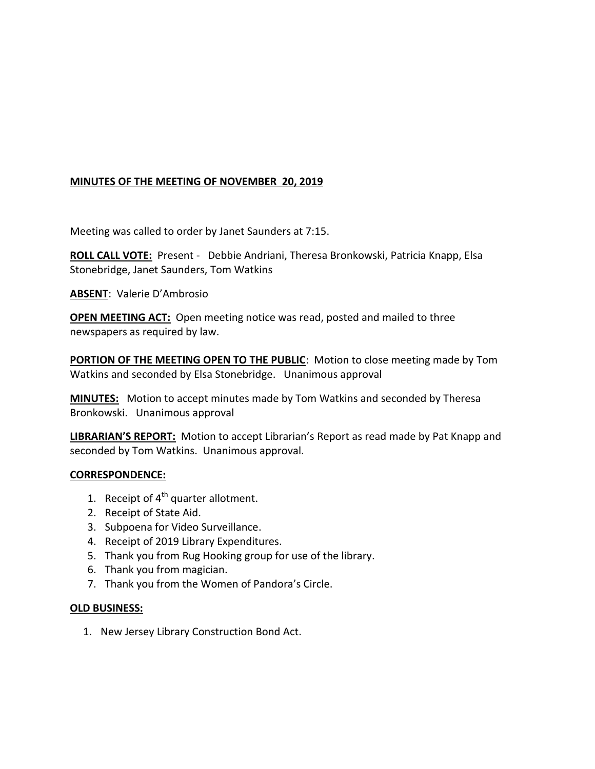**MINUTES OF THE MEETING OF NOVEMBER  20, 2019**

Meeting was called to order by Janet Saunders at 7:15.

**ROLL CALL VOTE:** Present -   Debbie Andriani, Theresa Bronkowski, Patricia Knapp, Elsa Stonebridge, Janet Saunders, Tom Watkins

**ABSENT**: Valerie D'Ambrosio

**OPEN MEETING ACT:** Open meeting notice was read, posted and mailed to three newspapers as required by law.

**PORTION OF THE MEETING OPEN TO THE PUBLIC**: Motion to close meeting made by Tom Watkins and seconded by Elsa Stonebridge.   Unanimous approval

**MINUTES:** Motion to accept minutes made by Tom Watkins and seconded by Theresa Bronkowski.   Unanimous approval

**LIBRARIAN'S REPORT:** Motion to accept Librarian's Report as read made by Pat Knapp and seconded by Tom Watkins.  Unanimous approval.

**CORRESPONDENCE:**

1. Receipt of 4th quarter allotment.
2. Receipt of State Aid.
3. Subpoena for Video Surveillance.
4. Receipt of 2019 Library Expenditures.
5. Thank you from Rug Hooking group for use of the library.
6. Thank you from magician.
7. Thank you from the Women of Pandora's Circle.

**OLD BUSINESS:**

1. New Jersey Library Construction Bond Act.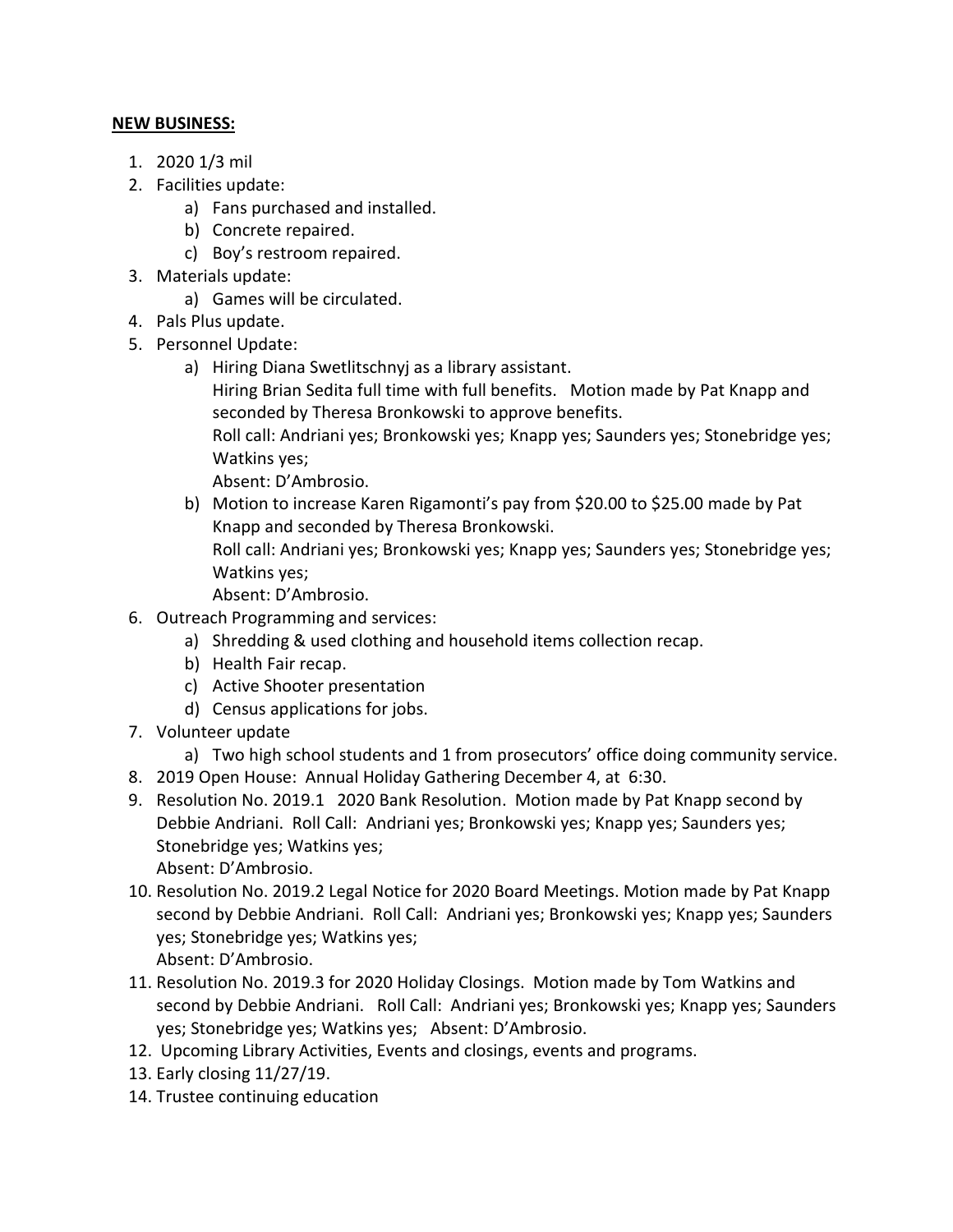**NEW BUSINESS:**

1. 2020 1/3 mil
2. Facilities update:
    a) Fans purchased and installed.
    b) Concrete repaired.
    c) Boy's restroom repaired.
3. Materials update:
    a) Games will be circulated.
4. Pals Plus update.
5. Personnel Update:
    a) Hiring Diana Swetlitschnyj as a library assistant.
       Hiring Brian Sedita full time with full benefits. Motion made by Pat Knapp and seconded by Theresa Bronkowski to approve benefits.
       Roll call: Andriani yes; Bronkowski yes; Knapp yes; Saunders yes; Stonebridge yes; Watkins yes;
       Absent: D'Ambrosio.
    b) Motion to increase Karen Rigamonti's pay from $20.00 to $25.00 made by Pat Knapp and seconded by Theresa Bronkowski.
       Roll call: Andriani yes; Bronkowski yes; Knapp yes; Saunders yes; Stonebridge yes; Watkins yes;
       Absent: D'Ambrosio.
6. Outreach Programming and services:
    a) Shredding & used clothing and household items collection recap.
    b) Health Fair recap.
    c) Active Shooter presentation
    d) Census applications for jobs.
7. Volunteer update
    a) Two high school students and 1 from prosecutors' office doing community service.
8. 2019 Open House: Annual Holiday Gathering December 4, at 6:30.
9. Resolution No. 2019.1 2020 Bank Resolution. Motion made by Pat Knapp second by Debbie Andriani. Roll Call: Andriani yes; Bronkowski yes; Knapp yes; Saunders yes; Stonebridge yes; Watkins yes;
   Absent: D'Ambrosio.
10. Resolution No. 2019.2 Legal Notice for 2020 Board Meetings. Motion made by Pat Knapp second by Debbie Andriani. Roll Call: Andriani yes; Bronkowski yes; Knapp yes; Saunders yes; Stonebridge yes; Watkins yes;
    Absent: D'Ambrosio.
11. Resolution No. 2019.3 for 2020 Holiday Closings. Motion made by Tom Watkins and second by Debbie Andriani. Roll Call: Andriani yes; Bronkowski yes; Knapp yes; Saunders yes; Stonebridge yes; Watkins yes; Absent: D'Ambrosio.
12. Upcoming Library Activities, Events and closings, events and programs.
13. Early closing 11/27/19.
14. Trustee continuing education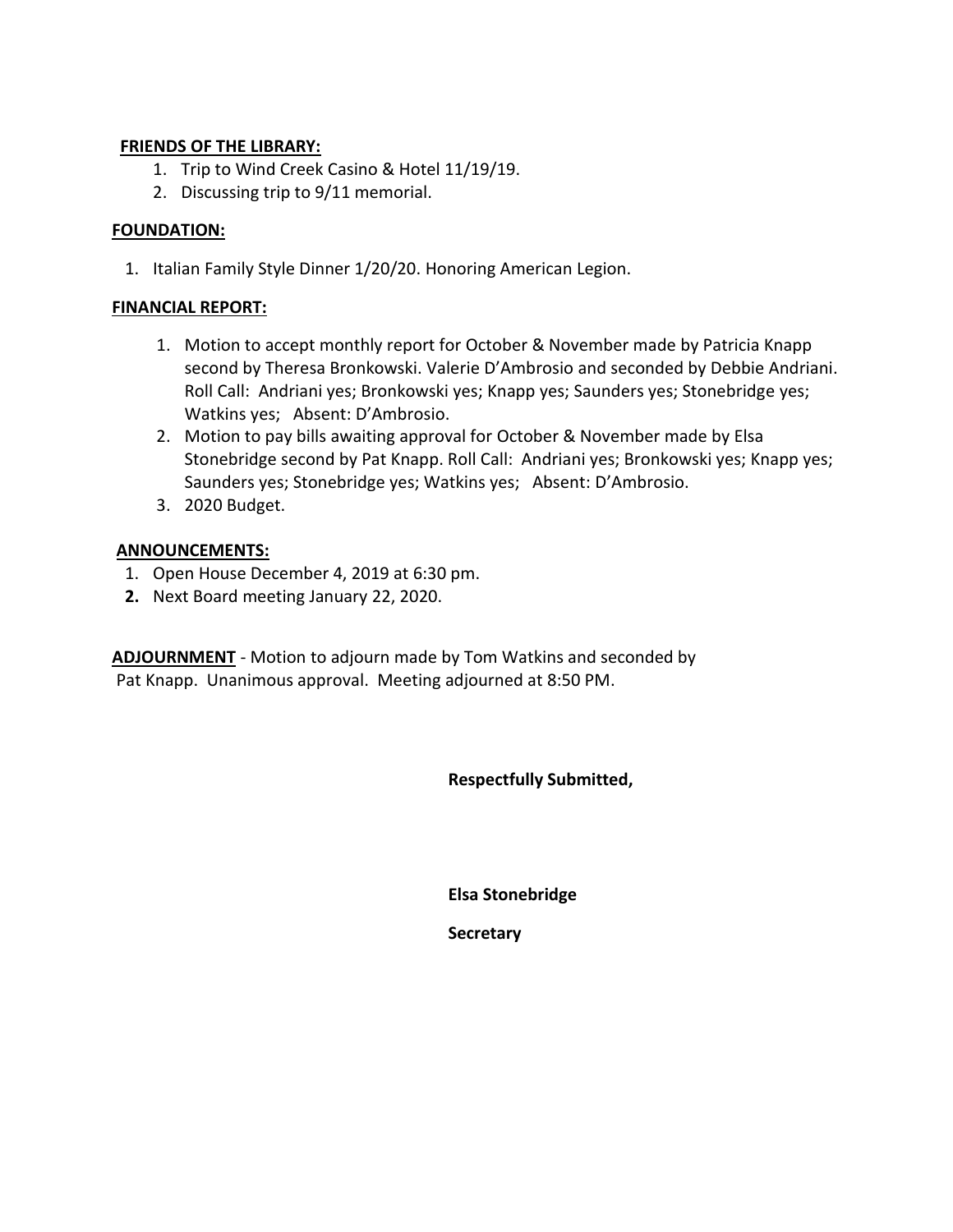**FRIENDS OF THE LIBRARY:**

1. Trip to Wind Creek Casino & Hotel 11/19/19.
2. Discussing trip to 9/11 memorial.

**FOUNDATION:**

1. Italian Family Style Dinner 1/20/20. Honoring American Legion.

**FINANCIAL REPORT:**

1. Motion to accept monthly report for October & November made by Patricia Knapp second by Theresa Bronkowski. Valerie D'Ambrosio and seconded by Debbie Andriani. Roll Call: Andriani yes; Bronkowski yes; Knapp yes; Saunders yes; Stonebridge yes; Watkins yes; Absent: D'Ambrosio.
2. Motion to pay bills awaiting approval for October & November made by Elsa Stonebridge second by Pat Knapp. Roll Call: Andriani yes; Bronkowski yes; Knapp yes; Saunders yes; Stonebridge yes; Watkins yes; Absent: D'Ambrosio.
3. 2020 Budget.

**ANNOUNCEMENTS:**

1. Open House December 4, 2019 at 6:30 pm.
2. Next Board meeting January 22, 2020.

**ADJOURNMENT** - Motion to adjourn made by Tom Watkins and seconded by Pat Knapp. Unanimous approval. Meeting adjourned at 8:50 PM.

**Respectfully Submitted,**

**Elsa Stonebridge**

**Secretary**